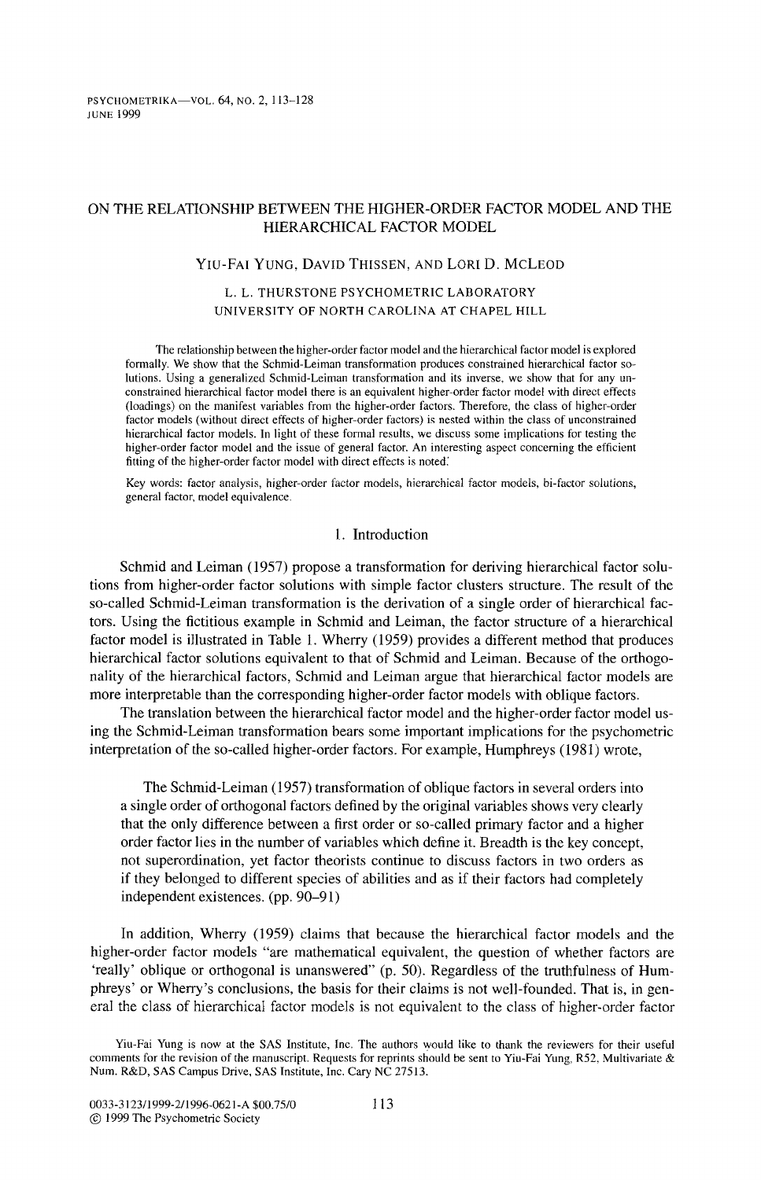# ON THE RELATIONSHIP BETWEEN THE HIGHER-ORDER FACTOR MODEL AND THE HIERARCHICAL FACTOR MODEL

YIU-FAI YUNG, DAVID THISSEN, AND LORI D. MCLEOD

L. L. THURSTONE PSYCHOMETRIC LABORATORY
UNIVERSITY OF NORTH CAROLINA AT CHAPEL HILL

The relationship between the higher-order factor model and the hierarchical factor model is explored formally. We show that the Schmid-Leiman transformation produces constrained hierarchical factor solutions. Using a generalized Schmid-Leiman transformation and its inverse, we show that for any unconstrained hierarchical factor model there is an equivalent higher-order factor model with direct effects (loadings) on the manifest variables from the higher-order factors. Therefore, the class of higher-order factor models (without direct effects of higher-order factors) is nested within the class of unconstrained hierarchical factor models. In light of these formal results, we discuss some implications for testing the higher-order factor model and the issue of general factor. An interesting aspect concerning the efficient fitting of the higher-order factor model with direct effects is noted.

Key words: factor analysis, higher-order factor models, hierarchical factor models, bi-factor solutions, general factor, model equivalence.

## 1. Introduction

Schmid and Leiman (1957) propose a transformation for deriving hierarchical factor solutions from higher-order factor solutions with simple factor clusters structure. The result of the so-called Schmid-Leiman transformation is the derivation of a single order of hierarchical factors. Using the fictitious example in Schmid and Leiman, the factor structure of a hierarchical factor model is illustrated in Table 1. Wherry (1959) provides a different method that produces hierarchical factor solutions equivalent to that of Schmid and Leiman. Because of the orthogonality of the hierarchical factors, Schmid and Leiman argue that hierarchical factor models are more interpretable than the corresponding higher-order factor models with oblique factors.

The translation between the hierarchical factor model and the higher-order factor model using the Schmid-Leiman transformation bears some important implications for the psychometric interpretation of the so-called higher-order factors. For example, Humphreys (1981) wrote,

> The Schmid-Leiman (1957) transformation of oblique factors in several orders into a single order of orthogonal factors defined by the original variables shows very clearly that the only difference between a first order or so-called primary factor and a higher order factor lies in the number of variables which define it. Breadth is the key concept, not superordination, yet factor theorists continue to discuss factors in two orders as if they belonged to different species of abilities and as if their factors had completely independent existences. (pp. 90–91)

In addition, Wherry (1959) claims that because the hierarchical factor models and the higher-order factor models "are mathematical equivalent, the question of whether factors are 'really' oblique or orthogonal is unanswered" (p. 50). Regardless of the truthfulness of Humphreys' or Wherry's conclusions, the basis for their claims is not well-founded. That is, in general the class of hierarchical factor models is not equivalent to the class of higher-order factor

Yiu-Fai Yung is now at the SAS Institute, Inc. The authors would like to thank the reviewers for their useful comments for the revision of the manuscript. Requests for reprints should be sent to Yiu-Fai Yung, R52, Multivariate & Num. R&D, SAS Campus Drive, SAS Institute, Inc. Cary NC 27513.

0033-3123/1999-2/1996-0621-A $00.75/0
© 1999 The Psychometric Society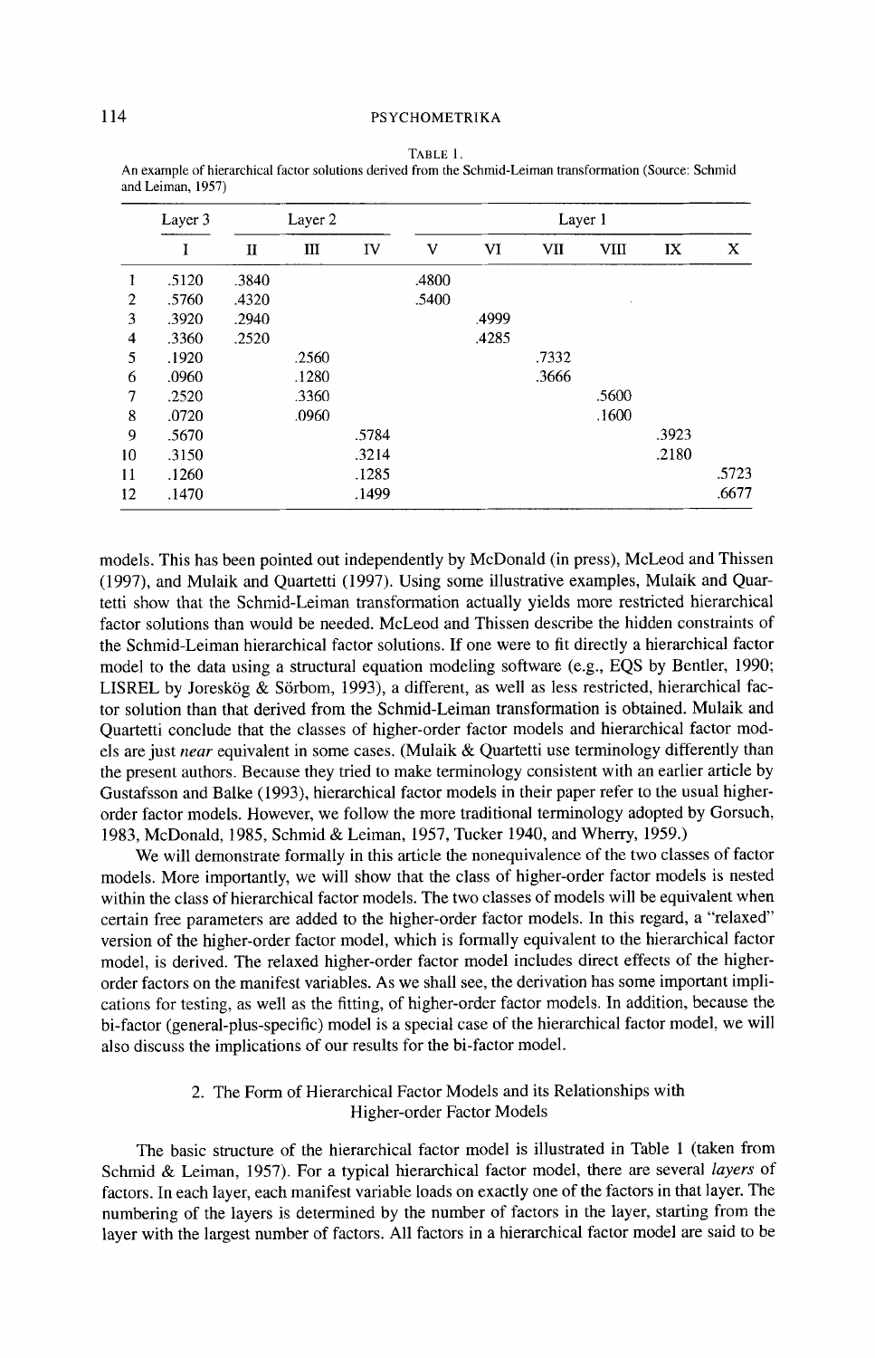TABLE 1.
An example of hierarchical factor solutions derived from the Schmid-Leiman transformation (Source: Schmid and Leiman, 1957)

| | Layer 3 | Layer 2 | | | Layer 1 | | | | | |
|---|---|---|---|---|---|---|---|---|---|---|
| | I | II | III | IV | V | VI | VII | VIII | IX | X |
| 1 | .5120 | .3840 | | | .4800 | | | | | |
| 2 | .5760 | .4320 | | | .5400 | | | | | |
| 3 | .3920 | .2940 | | | | .4999 | | | | |
| 4 | .3360 | .2520 | | | | .4285 | | | | |
| 5 | .1920 | | .2560 | | | | .7332 | | | |
| 6 | .0960 | | .1280 | | | | .3666 | | | |
| 7 | .2520 | | .3360 | | | | | .5600 | | |
| 8 | .0720 | | .0960 | | | | | .1600 | | |
| 9 | .5670 | | | .5784 | | | | | .3923 | |
| 10 | .3150 | | | .3214 | | | | | .2180 | |
| 11 | .1260 | | | .1285 | | | | | | .5723 |
| 12 | .1470 | | | .1499 | | | | | | .6677 |

models. This has been pointed out independently by McDonald (in press), McLeod and Thissen (1997), and Mulaik and Quartetti (1997). Using some illustrative examples, Mulaik and Quartetti show that the Schmid-Leiman transformation actually yields more restricted hierarchical factor solutions than would be needed. McLeod and Thissen describe the hidden constraints of the Schmid-Leiman hierarchical factor solutions. If one were to fit directly a hierarchical factor model to the data using a structural equation modeling software (e.g., EQS by Bentler, 1990; LISREL by Joreskög & Sörbom, 1993), a different, as well as less restricted, hierarchical factor solution than that derived from the Schmid-Leiman transformation is obtained. Mulaik and Quartetti conclude that the classes of higher-order factor models and hierarchical factor models are just *near* equivalent in some cases. (Mulaik & Quartetti use terminology differently than the present authors. Because they tried to make terminology consistent with an earlier article by Gustafsson and Balke (1993), hierarchical factor models in their paper refer to the usual higher-order factor models. However, we follow the more traditional terminology adopted by Gorsuch, 1983, McDonald, 1985, Schmid & Leiman, 1957, Tucker 1940, and Wherry, 1959.)

We will demonstrate formally in this article the nonequivalence of the two classes of factor models. More importantly, we will show that the class of higher-order factor models is nested within the class of hierarchical factor models. The two classes of models will be equivalent when certain free parameters are added to the higher-order factor models. In this regard, a "relaxed" version of the higher-order factor model, which is formally equivalent to the hierarchical factor model, is derived. The relaxed higher-order factor model includes direct effects of the higher-order factors on the manifest variables. As we shall see, the derivation has some important implications for testing, as well as the fitting, of higher-order factor models. In addition, because the bi-factor (general-plus-specific) model is a special case of the hierarchical factor model, we will also discuss the implications of our results for the bi-factor model.

## 2. The Form of Hierarchical Factor Models and its Relationships with Higher-order Factor Models

The basic structure of the hierarchical factor model is illustrated in Table 1 (taken from Schmid & Leiman, 1957). For a typical hierarchical factor model, there are several *layers* of factors. In each layer, each manifest variable loads on exactly one of the factors in that layer. The numbering of the layers is determined by the number of factors in the layer, starting from the layer with the largest number of factors. All factors in a hierarchical factor model are said to be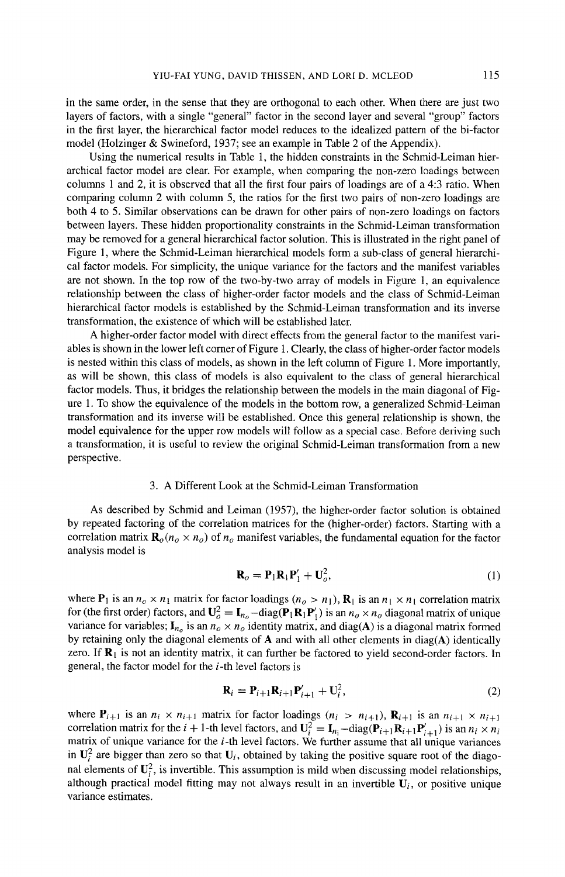in the same order, in the sense that they are orthogonal to each other. When there are just two layers of factors, with a single "general" factor in the second layer and several "group" factors in the first layer, the hierarchical factor model reduces to the idealized pattern of the bi-factor model (Holzinger & Swineford, 1937; see an example in Table 2 of the Appendix).

Using the numerical results in Table 1, the hidden constraints in the Schmid-Leiman hierarchical factor model are clear. For example, when comparing the non-zero loadings between columns 1 and 2, it is observed that all the first four pairs of loadings are of a 4:3 ratio. When comparing column 2 with column 5, the ratios for the first two pairs of non-zero loadings are both 4 to 5. Similar observations can be drawn for other pairs of non-zero loadings on factors between layers. These hidden proportionality constraints in the Schmid-Leiman transformation may be removed for a general hierarchical factor solution. This is illustrated in the right panel of Figure 1, where the Schmid-Leiman hierarchical models form a sub-class of general hierarchical factor models. For simplicity, the unique variance for the factors and the manifest variables are not shown. In the top row of the two-by-two array of models in Figure 1, an equivalence relationship between the class of higher-order factor models and the class of Schmid-Leiman hierarchical factor models is established by the Schmid-Leiman transformation and its inverse transformation, the existence of which will be established later.

A higher-order factor model with direct effects from the general factor to the manifest variables is shown in the lower left corner of Figure 1. Clearly, the class of higher-order factor models is nested within this class of models, as shown in the left column of Figure 1. More importantly, as will be shown, this class of models is also equivalent to the class of general hierarchical factor models. Thus, it bridges the relationship between the models in the main diagonal of Figure 1. To show the equivalence of the models in the bottom row, a generalized Schmid-Leiman transformation and its inverse will be established. Once this general relationship is shown, the model equivalence for the upper row models will follow as a special case. Before deriving such a transformation, it is useful to review the original Schmid-Leiman transformation from a new perspective.

## 3. A Different Look at the Schmid-Leiman Transformation

As described by Schmid and Leiman (1957), the higher-order factor solution is obtained by repeated factoring of the correlation matrices for the (higher-order) factors. Starting with a correlation matrix $\mathbf{R}_o (n_o \times n_o)$ of $n_o$ manifest variables, the fundamental equation for the factor analysis model is

$$\mathbf{R}_o = \mathbf{P}_1 \mathbf{R}_1 \mathbf{P}_1' + \mathbf{U}_o^2, \tag{1}$$

where $\mathbf{P}_1$ is an $n_o \times n_1$ matrix for factor loadings ($n_o > n_1$), $\mathbf{R}_1$ is an $n_1 \times n_1$ correlation matrix for (the first order) factors, and $\mathbf{U}_o^2 = \mathbf{I}_{n_o} - \text{diag}(\mathbf{P}_1 \mathbf{R}_1 \mathbf{P}_1')$ is an $n_o \times n_o$ diagonal matrix of unique variance for variables; $\mathbf{I}_{n_o}$ is an $n_o \times n_o$ identity matrix, and diag($\mathbf{A}$) is a diagonal matrix formed by retaining only the diagonal elements of $\mathbf{A}$ and with all other elements in diag($\mathbf{A}$) identically zero. If $\mathbf{R}_1$ is not an identity matrix, it can further be factored to yield second-order factors. In general, the factor model for the $i$-th level factors is

$$\mathbf{R}_i = \mathbf{P}_{i+1} \mathbf{R}_{i+1} \mathbf{P}_{i+1}' + \mathbf{U}_i^2, \tag{2}$$

where $\mathbf{P}_{i+1}$ is an $n_i \times n_{i+1}$ matrix for factor loadings ($n_i > n_{i+1}$), $\mathbf{R}_{i+1}$ is an $n_{i+1} \times n_{i+1}$ correlation matrix for the $i+1$-th level factors, and $\mathbf{U}_i^2 = \mathbf{I}_{n_i} - \text{diag}(\mathbf{P}_{i+1} \mathbf{R}_{i+1} \mathbf{P}_{i+1}')$ is an $n_i \times n_i$ matrix of unique variance for the $i$-th level factors. We further assume that all unique variances in $\mathbf{U}_i^2$ are bigger than zero so that $\mathbf{U}_i$, obtained by taking the positive square root of the diagonal elements of $\mathbf{U}_i^2$, is invertible. This assumption is mild when discussing model relationships, although practical model fitting may not always result in an invertible $\mathbf{U}_i$, or positive unique variance estimates.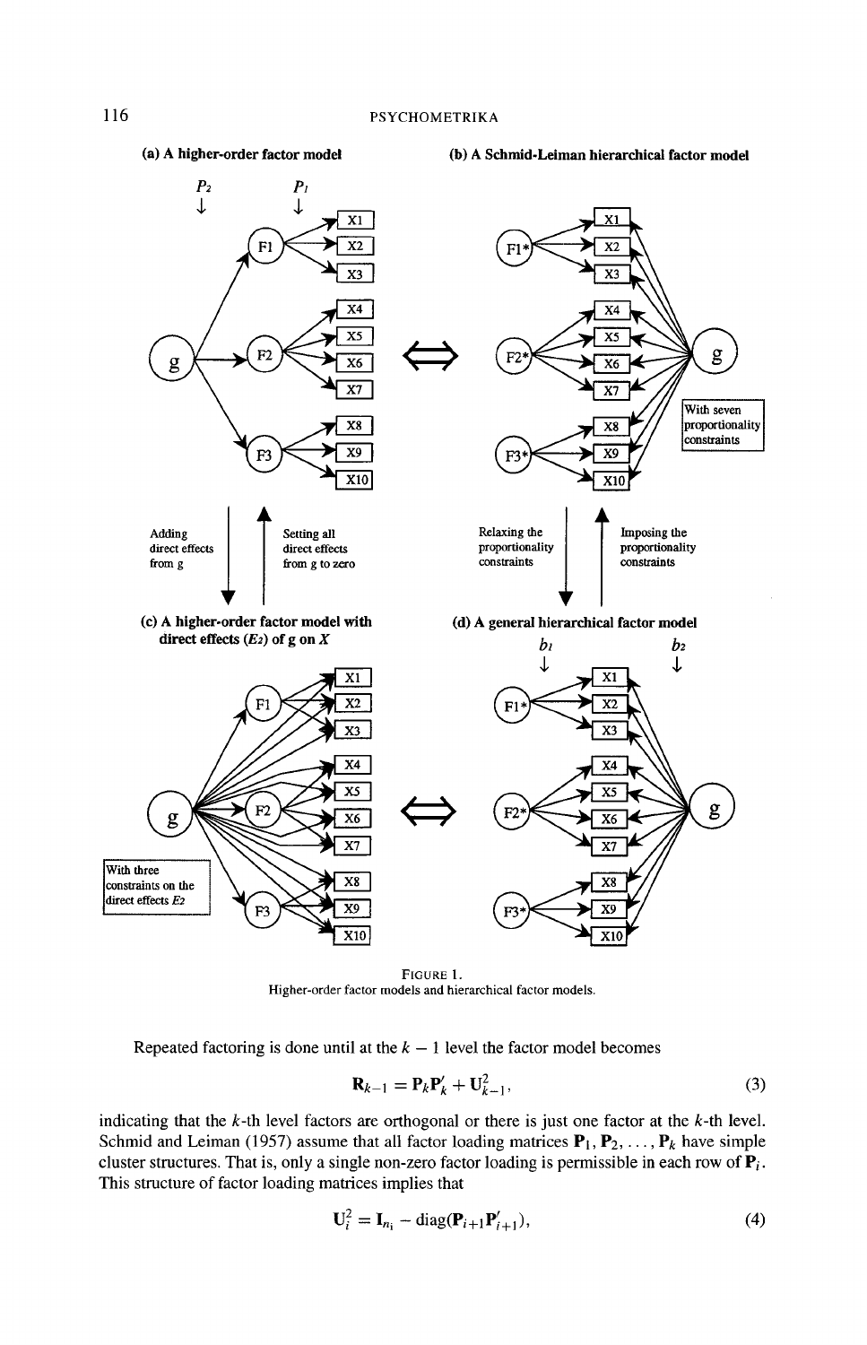FIGURE 1.
Higher-order factor models and hierarchical factor models.

Repeated factoring is done until at the $k-1$ level the factor model becomes

$$\mathbf{R}_{k-1} = \mathbf{P}_k \mathbf{P}_k' + \mathbf{U}_{k-1}^2, \tag{3}$$

indicating that the $k$-th level factors are orthogonal or there is just one factor at the $k$-th level. Schmid and Leiman (1957) assume that all factor loading matrices $\mathbf{P}_1, \mathbf{P}_2, \ldots, \mathbf{P}_k$ have simple cluster structures. That is, only a single non-zero factor loading is permissible in each row of $\mathbf{P}_i$. This structure of factor loading matrices implies that

$$\mathbf{U}_i^2 = \mathbf{I}_{n_i} - \text{diag}(\mathbf{P}_{i+1}\mathbf{P}_{i+1}'), \tag{4}$$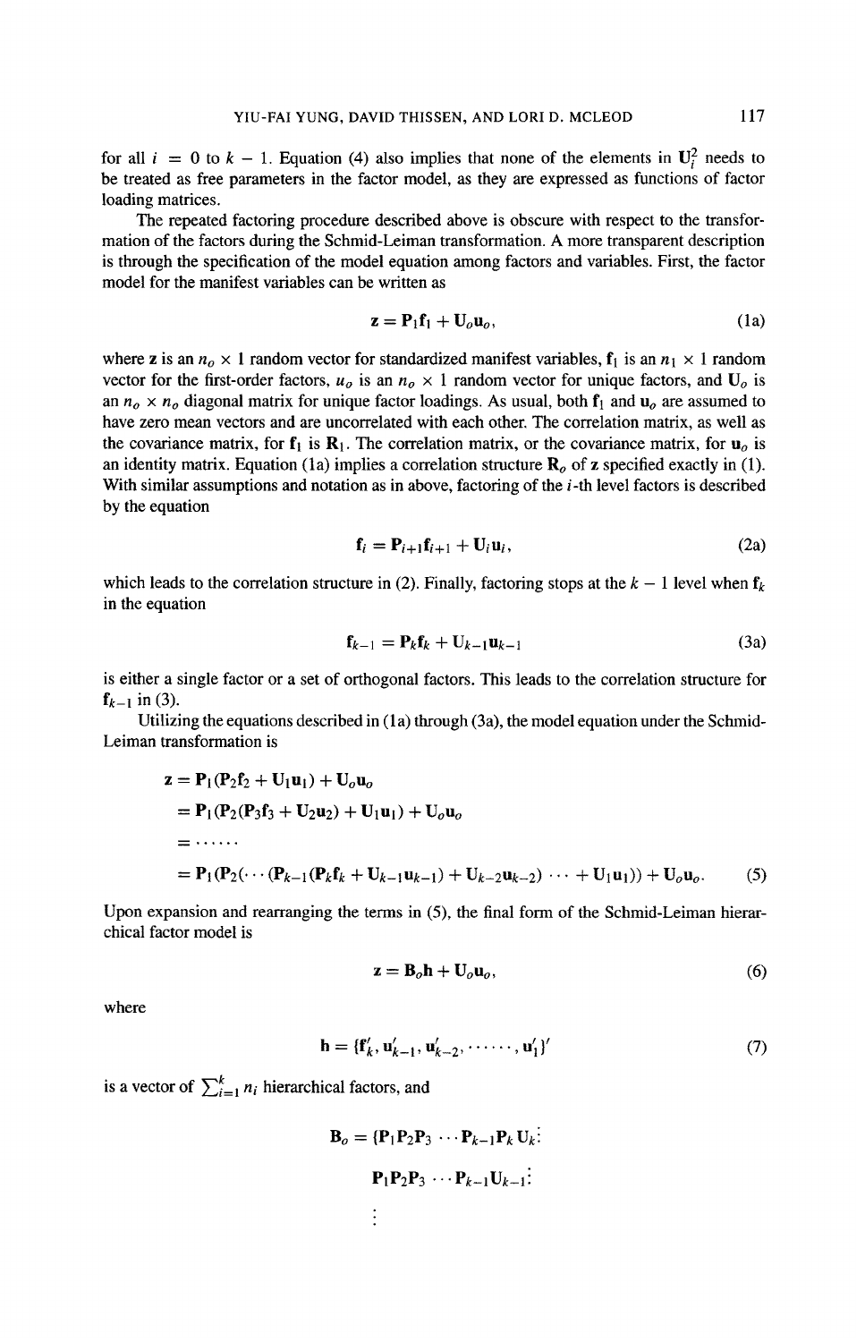for all $i = 0$ to $k-1$. Equation (4) also implies that none of the elements in $\mathbf{U}_i^2$ needs to be treated as free parameters in the factor model, as they are expressed as functions of factor loading matrices.

The repeated factoring procedure described above is obscure with respect to the transformation of the factors during the Schmid-Leiman transformation. A more transparent description is through the specification of the model equation among factors and variables. First, the factor model for the manifest variables can be written as

$$\mathbf{z} = \mathbf{P}_1\mathbf{f}_1 + \mathbf{U}_o\mathbf{u}_o, \tag{1a}$$

where $\mathbf{z}$ is an $n_o \times 1$ random vector for standardized manifest variables, $\mathbf{f}_1$ is an $n_1 \times 1$ random vector for the first-order factors, $u_o$ is an $n_o \times 1$ random vector for unique factors, and $\mathbf{U}_o$ is an $n_o \times n_o$ diagonal matrix for unique factor loadings. As usual, both $\mathbf{f}_1$ and $\mathbf{u}_o$ are assumed to have zero mean vectors and are uncorrelated with each other. The correlation matrix, as well as the covariance matrix, for $\mathbf{f}_1$ is $\mathbf{R}_1$. The correlation matrix, or the covariance matrix, for $\mathbf{u}_o$ is an identity matrix. Equation (1a) implies a correlation structure $\mathbf{R}_o$ of $\mathbf{z}$ specified exactly in (1). With similar assumptions and notation as in above, factoring of the $i$-th level factors is described by the equation

$$\mathbf{f}_i = \mathbf{P}_{i+1}\mathbf{f}_{i+1} + \mathbf{U}_i\mathbf{u}_i, \tag{2a}$$

which leads to the correlation structure in (2). Finally, factoring stops at the $k-1$ level when $\mathbf{f}_k$ in the equation

$$\mathbf{f}_{k-1} = \mathbf{P}_k\mathbf{f}_k + \mathbf{U}_{k-1}\mathbf{u}_{k-1} \tag{3a}$$

is either a single factor or a set of orthogonal factors. This leads to the correlation structure for $\mathbf{f}_{k-1}$ in (3).

Utilizing the equations described in (1a) through (3a), the model equation under the Schmid-Leiman transformation is

$$\begin{aligned}
\mathbf{z} &= \mathbf{P}_1(\mathbf{P}_2\mathbf{f}_2 + \mathbf{U}_1\mathbf{u}_1) + \mathbf{U}_o\mathbf{u}_o \\
&= \mathbf{P}_1(\mathbf{P}_2(\mathbf{P}_3\mathbf{f}_3 + \mathbf{U}_2\mathbf{u}_2) + \mathbf{U}_1\mathbf{u}_1) + \mathbf{U}_o\mathbf{u}_o \\
&= \cdots\cdots \\
&= \mathbf{P}_1(\mathbf{P}_2(\cdots(\mathbf{P}_{k-1}(\mathbf{P}_k\mathbf{f}_k + \mathbf{U}_{k-1}\mathbf{u}_{k-1}) + \mathbf{U}_{k-2}\mathbf{u}_{k-2})\cdots + \mathbf{U}_1\mathbf{u}_1)) + \mathbf{U}_o\mathbf{u}_o.
\end{aligned} \tag{5}$$

Upon expansion and rearranging the terms in (5), the final form of the Schmid-Leiman hierarchical factor model is

$$\mathbf{z} = \mathbf{B}_o\mathbf{h} + \mathbf{U}_o\mathbf{u}_o, \tag{6}$$

where

$$\mathbf{h} = \{\mathbf{f}_k', \mathbf{u}_{k-1}', \mathbf{u}_{k-2}', \cdots\cdots, \mathbf{u}_1'\}' \tag{7}$$

is a vector of $\sum_{i=1}^{k} n_i$ hierarchical factors, and

$$\begin{aligned}
\mathbf{B}_o = \{&\mathbf{P}_1\mathbf{P}_2\mathbf{P}_3\cdots\mathbf{P}_{k-1}\mathbf{P}_k\mathbf{U}_k\vdots \\
&\mathbf{P}_1\mathbf{P}_2\mathbf{P}_3\cdots\mathbf{P}_{k-1}\mathbf{U}_{k-1}\vdots \\
&\vdots
\end{aligned}$$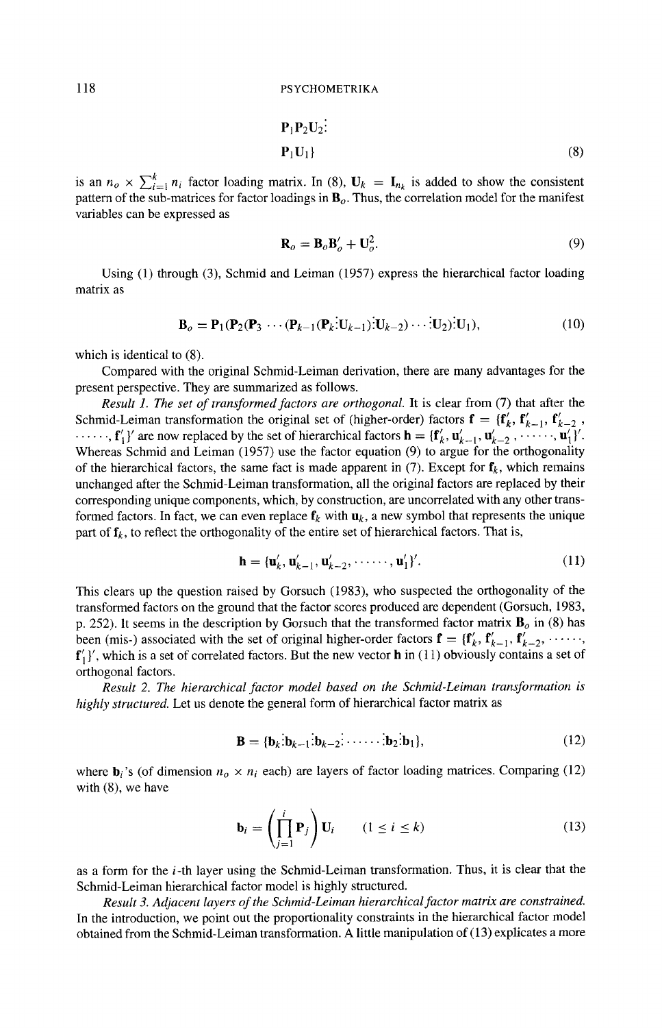$$\mathbf{P}_1\mathbf{P}_2\mathbf{U}_2\vdots$$

$$\mathbf{P}_1\mathbf{U}_1\} \tag{8}$$

is an $n_o \times \sum_{i=1}^{k} n_i$ factor loading matrix. In (8), $\mathbf{U}_k = \mathbf{I}_{n_k}$ is added to show the consistent pattern of the sub-matrices for factor loadings in $\mathbf{B}_o$. Thus, the correlation model for the manifest variables can be expressed as

$$\mathbf{R}_o = \mathbf{B}_o\mathbf{B}_o' + \mathbf{U}_o^2. \tag{9}$$

Using (1) through (3), Schmid and Leiman (1957) express the hierarchical factor loading matrix as

$$\mathbf{B}_o = \mathbf{P}_1(\mathbf{P}_2(\mathbf{P}_3 \cdots (\mathbf{P}_{k-1}(\mathbf{P}_k \vdots \mathbf{U}_{k-1})\vdots \mathbf{U}_{k-2}) \cdots \vdots \mathbf{U}_2)\vdots \mathbf{U}_1), \tag{10}$$

which is identical to (8).

Compared with the original Schmid-Leiman derivation, there are many advantages for the present perspective. They are summarized as follows.

*Result 1. The set of transformed factors are orthogonal.* It is clear from (7) that after the Schmid-Leiman transformation the original set of (higher-order) factors $\mathbf{f} = \{\mathbf{f}_k', \mathbf{f}_{k-1}', \mathbf{f}_{k-2}', \cdots\cdots, \mathbf{f}_1'\}'$ are now replaced by the set of hierarchical factors $\mathbf{h} = \{\mathbf{f}_k', \mathbf{u}_{k-1}', \mathbf{u}_{k-2}', \cdots\cdots, \mathbf{u}_1'\}'$. Whereas Schmid and Leiman (1957) use the factor equation (9) to argue for the orthogonality of the hierarchical factors, the same fact is made apparent in (7). Except for $\mathbf{f}_k$, which remains unchanged after the Schmid-Leiman transformation, all the original factors are replaced by their corresponding unique components, which, by construction, are uncorrelated with any other transformed factors. In fact, we can even replace $\mathbf{f}_k$ with $\mathbf{u}_k$, a new symbol that represents the unique part of $\mathbf{f}_k$, to reflect the orthogonality of the entire set of hierarchical factors. That is,

$$\mathbf{h} = \{\mathbf{u}_k', \mathbf{u}_{k-1}', \mathbf{u}_{k-2}', \cdots\cdots, \mathbf{u}_1'\}'. \tag{11}$$

This clears up the question raised by Gorsuch (1983), who suspected the orthogonality of the transformed factors on the ground that the factor scores produced are dependent (Gorsuch, 1983, p. 252). It seems in the description by Gorsuch that the transformed factor matrix $\mathbf{B}_o$ in (8) has been (mis-) associated with the set of original higher-order factors $\mathbf{f} = \{\mathbf{f}_k', \mathbf{f}_{k-1}', \mathbf{f}_{k-2}', \cdots\cdots, \mathbf{f}_1'\}'$, which is a set of correlated factors. But the new vector $\mathbf{h}$ in (11) obviously contains a set of orthogonal factors.

*Result 2. The hierarchical factor model based on the Schmid-Leiman transformation is highly structured.* Let us denote the general form of hierarchical factor matrix as

$$\mathbf{B} = \{\mathbf{b}_k \vdots \mathbf{b}_{k-1} \vdots \mathbf{b}_{k-2} \vdots \cdots\cdots \vdots \mathbf{b}_2 \vdots \mathbf{b}_1\}, \tag{12}$$

where $\mathbf{b}_i$'s (of dimension $n_o \times n_i$ each) are layers of factor loading matrices. Comparing (12) with (8), we have

$$\mathbf{b}_i = \left(\prod_{j=1}^{i} \mathbf{P}_j\right)\mathbf{U}_i \qquad (1 \leq i \leq k) \tag{13}$$

as a form for the $i$-th layer using the Schmid-Leiman transformation. Thus, it is clear that the Schmid-Leiman hierarchical factor model is highly structured.

*Result 3. Adjacent layers of the Schmid-Leiman hierarchical factor matrix are constrained.* In the introduction, we point out the proportionality constraints in the hierarchical factor model obtained from the Schmid-Leiman transformation. A little manipulation of (13) explicates a more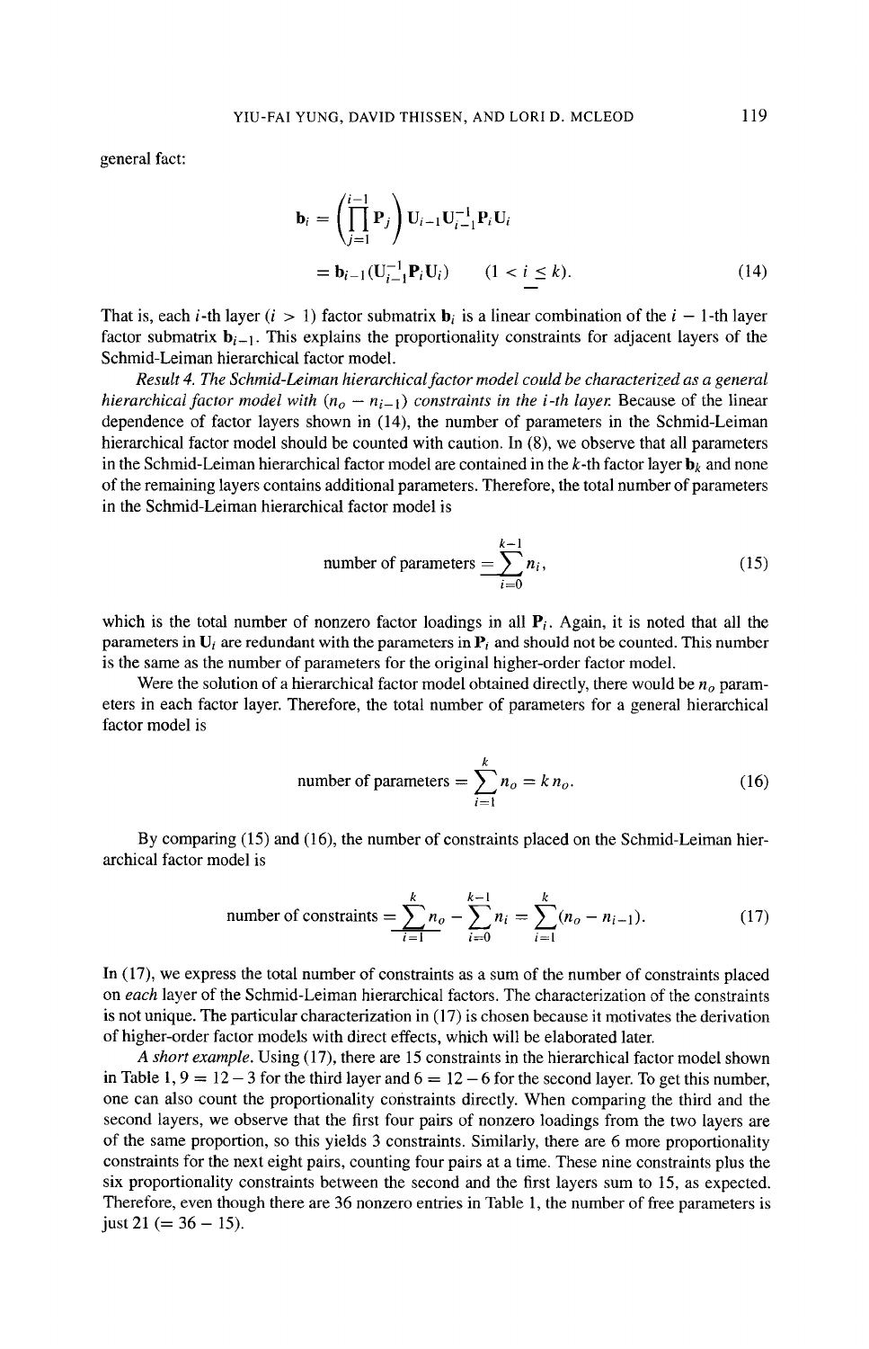general fact:

$$
\begin{aligned}
\mathbf{b}_i &= \left(\prod_{j=1}^{i-1} \mathbf{P}_j\right) \mathbf{U}_{i-1}\mathbf{U}_{i-1}^{-1}\mathbf{P}_i\mathbf{U}_i \\
&= \mathbf{b}_{i-1}(\mathbf{U}_{i-1}^{-1}\mathbf{P}_i\mathbf{U}_i) \qquad (1 < i \leq k).
\end{aligned} \tag{14}
$$

That is, each $i$-th layer ($i > 1$) factor submatrix $\mathbf{b}_i$ is a linear combination of the $i-1$-th layer factor submatrix $\mathbf{b}_{i-1}$. This explains the proportionality constraints for adjacent layers of the Schmid-Leiman hierarchical factor model.

*Result 4. The Schmid-Leiman hierarchical factor model could be characterized as a general hierarchical factor model with $(n_o - n_{i-1})$ constraints in the $i$-th layer.* Because of the linear dependence of factor layers shown in (14), the number of parameters in the Schmid-Leiman hierarchical factor model should be counted with caution. In (8), we observe that all parameters in the Schmid-Leiman hierarchical factor model are contained in the $k$-th factor layer $\mathbf{b}_k$ and none of the remaining layers contains additional parameters. Therefore, the total number of parameters in the Schmid-Leiman hierarchical factor model is

$$
\text{number of parameters} = \sum_{i=0}^{k-1} n_i, \tag{15}
$$

which is the total number of nonzero factor loadings in all $\mathbf{P}_i$. Again, it is noted that all the parameters in $\mathbf{U}_i$ are redundant with the parameters in $\mathbf{P}_i$ and should not be counted. This number is the same as the number of parameters for the original higher-order factor model.

Were the solution of a hierarchical factor model obtained directly, there would be $n_o$ parameters in each factor layer. Therefore, the total number of parameters for a general hierarchical factor model is

$$
\text{number of parameters} = \sum_{i=1}^{k} n_o = k\, n_o. \tag{16}
$$

By comparing (15) and (16), the number of constraints placed on the Schmid-Leiman hierarchical factor model is

$$
\text{number of constraints} = \sum_{i=1}^{k} n_o - \sum_{i=0}^{k-1} n_i = \sum_{i=1}^{k} (n_o - n_{i-1}). \tag{17}
$$

In (17), we express the total number of constraints as a sum of the number of constraints placed on *each* layer of the Schmid-Leiman hierarchical factors. The characterization of the constraints is not unique. The particular characterization in (17) is chosen because it motivates the derivation of higher-order factor models with direct effects, which will be elaborated later.

*A short example.* Using (17), there are 15 constraints in the hierarchical factor model shown in Table 1, $9 = 12 - 3$ for the third layer and $6 = 12 - 6$ for the second layer. To get this number, one can also count the proportionality constraints directly. When comparing the third and the second layers, we observe that the first four pairs of nonzero loadings from the two layers are of the same proportion, so this yields 3 constraints. Similarly, there are 6 more proportionality constraints for the next eight pairs, counting four pairs at a time. These nine constraints plus the six proportionality constraints between the second and the first layers sum to 15, as expected. Therefore, even though there are 36 nonzero entries in Table 1, the number of free parameters is just 21 ($= 36 - 15$).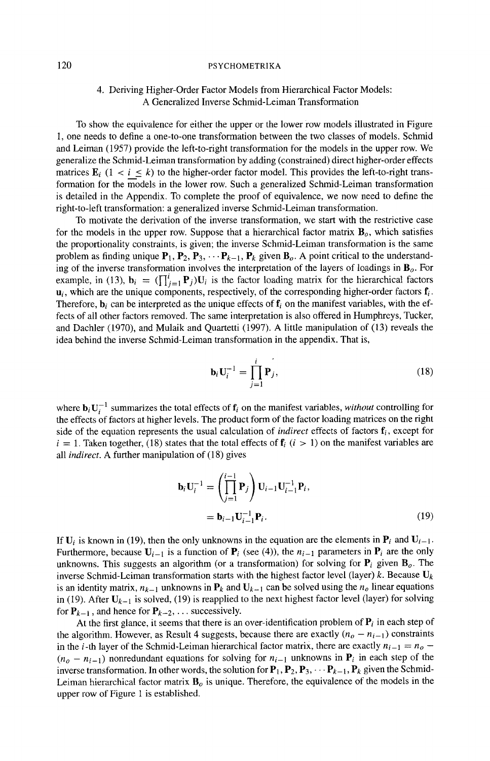## 4. Deriving Higher-Order Factor Models from Hierarchical Factor Models: A Generalized Inverse Schmid-Leiman Transformation

To show the equivalence for either the upper or the lower row models illustrated in Figure 1, one needs to define a one-to-one transformation between the two classes of models. Schmid and Leiman (1957) provide the left-to-right transformation for the models in the upper row. We generalize the Schmid-Leiman transformation by adding (constrained) direct higher-order effects matrices $\mathbf{E}_i$ $(1 < i \leq k)$ to the higher-order factor model. This provides the left-to-right transformation for the models in the lower row. Such a generalized Schmid-Leiman transformation is detailed in the Appendix. To complete the proof of equivalence, we now need to define the right-to-left transformation: a generalized inverse Schmid-Leiman transformation.

To motivate the derivation of the inverse transformation, we start with the restrictive case for the models in the upper row. Suppose that a hierarchical factor matrix $\mathbf{B}_o$, which satisfies the proportionality constraints, is given; the inverse Schmid-Leiman transformation is the same problem as finding unique $\mathbf{P}_1, \mathbf{P}_2, \mathbf{P}_3, \cdots \mathbf{P}_{k-1}, \mathbf{P}_k$ given $\mathbf{B}_o$. A point critical to the understanding of the inverse transformation involves the interpretation of the layers of loadings in $\mathbf{B}_o$. For example, in (13), $\mathbf{b}_i = (\prod_{j=1}^{i} \mathbf{P}_j)\mathbf{U}_i$ is the factor loading matrix for the hierarchical factors $\mathbf{u}_i$, which are the unique components, respectively, of the corresponding higher-order factors $\mathbf{f}_i$. Therefore, $\mathbf{b}_i$ can be interpreted as the unique effects of $\mathbf{f}_i$ on the manifest variables, with the effects of all other factors removed. The same interpretation is also offered in Humphreys, Tucker, and Dachler (1970), and Mulaik and Quartetti (1997). A little manipulation of (13) reveals the idea behind the inverse Schmid-Leiman transformation in the appendix. That is,

$$\mathbf{b}_i \mathbf{U}_i^{-1} = \prod_{j=1}^{i} \mathbf{P}_j, \tag{18}$$

where $\mathbf{b}_i \mathbf{U}_i^{-1}$ summarizes the total effects of $\mathbf{f}_i$ on the manifest variables, *without* controlling for the effects of factors at higher levels. The product form of the factor loading matrices on the right side of the equation represents the usual calculation of *indirect* effects of factors $\mathbf{f}_i$, except for $i = 1$. Taken together, (18) states that the total effects of $\mathbf{f}_i$ $(i > 1)$ on the manifest variables are all *indirect*. A further manipulation of (18) gives

$$\begin{aligned}
\mathbf{b}_i \mathbf{U}_i^{-1} &= \left(\prod_{j=1}^{i-1} \mathbf{P}_j\right) \mathbf{U}_{i-1} \mathbf{U}_{i-1}^{-1} \mathbf{P}_i, \\
&= \mathbf{b}_{i-1} \mathbf{U}_{i-1}^{-1} \mathbf{P}_i.
\end{aligned} \tag{19}$$

If $\mathbf{U}_i$ is known in (19), then the only unknowns in the equation are the elements in $\mathbf{P}_i$ and $\mathbf{U}_{i-1}$. Furthermore, because $\mathbf{U}_{i-1}$ is a function of $\mathbf{P}_i$ (see (4)), the $n_{i-1}$ parameters in $\mathbf{P}_i$ are the only unknowns. This suggests an algorithm (or a transformation) for solving for $\mathbf{P}_i$ given $\mathbf{B}_o$. The inverse Schmid-Leiman transformation starts with the highest factor level (layer) $k$. Because $\mathbf{U}_k$ is an identity matrix, $n_{k-1}$ unknowns in $\mathbf{P}_k$ and $\mathbf{U}_{k-1}$ can be solved using the $n_o$ linear equations in (19). After $\mathbf{U}_{k-1}$ is solved, (19) is reapplied to the next highest factor level (layer) for solving for $\mathbf{P}_{k-1}$, and hence for $\mathbf{P}_{k-2}, \ldots$ successively.

At the first glance, it seems that there is an over-identification problem of $\mathbf{P}_i$ in each step of the algorithm. However, as Result 4 suggests, because there are exactly $(n_o - n_{i-1})$ constraints in the $i$-th layer of the Schmid-Leiman hierarchical factor matrix, there are exactly $n_{i-1} = n_o - (n_o - n_{i-1})$ nonredundant equations for solving for $n_{i-1}$ unknowns in $\mathbf{P}_i$ in each step of the inverse transformation. In other words, the solution for $\mathbf{P}_1, \mathbf{P}_2, \mathbf{P}_3, \cdots \mathbf{P}_{k-1}, \mathbf{P}_k$ given the Schmid-Leiman hierarchical factor matrix $\mathbf{B}_o$ is unique. Therefore, the equivalence of the models in the upper row of Figure 1 is established.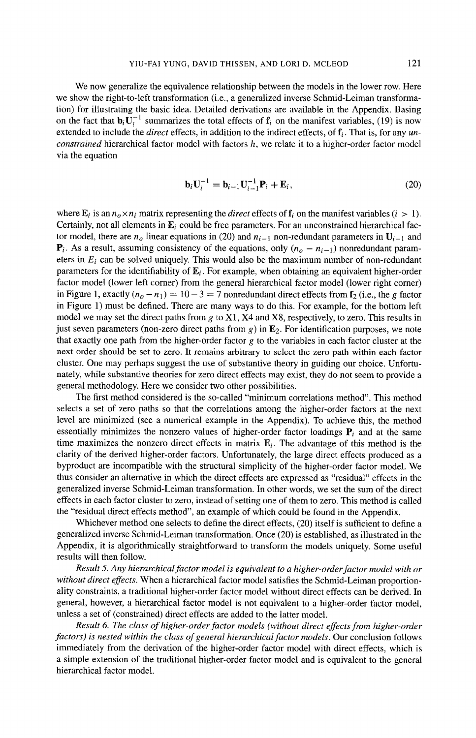We now generalize the equivalence relationship between the models in the lower row. Here we show the right-to-left transformation (i.e., a generalized inverse Schmid-Leiman transformation) for illustrating the basic idea. Detailed derivations are available in the Appendix. Basing on the fact that $\mathbf{b}_i\mathbf{U}_i^{-1}$ summarizes the total effects of $\mathbf{f}_i$ on the manifest variables, (19) is now extended to include the *direct* effects, in addition to the indirect effects, of $\mathbf{f}_i$. That is, for any *unconstrained* hierarchical factor model with factors $h$, we relate it to a higher-order factor model via the equation

$$\mathbf{b}_i\mathbf{U}_i^{-1} = \mathbf{b}_{i-1}\mathbf{U}_{i-1}^{-1}\mathbf{P}_i + \mathbf{E}_i, \tag{20}$$

where $\mathbf{E}_i$ is an $n_o \times n_i$ matrix representing the *direct* effects of $\mathbf{f}_i$ on the manifest variables ($i > 1$). Certainly, not all elements in $\mathbf{E}_i$ could be free parameters. For an unconstrained hierarchical factor model, there are $n_o$ linear equations in (20) and $n_{i-1}$ non-redundant parameters in $\mathbf{U}_{i-1}$ and $\mathbf{P}_i$. As a result, assuming consistency of the equations, only $(n_o - n_{i-1})$ nonredundant parameters in $E_i$ can be solved uniquely. This would also be the maximum number of non-redundant parameters for the identifiability of $\mathbf{E}_i$. For example, when obtaining an equivalent higher-order factor model (lower left corner) from the general hierarchical factor model (lower right corner) in Figure 1, exactly $(n_o - n_1) = 10 - 3 = 7$ nonredundant direct effects from $\mathbf{f}_2$ (i.e., the $g$ factor in Figure 1) must be defined. There are many ways to do this. For example, for the bottom left model we may set the direct paths from $g$ to X1, X4 and X8, respectively, to zero. This results in just seven parameters (non-zero direct paths from $g$) in $\mathbf{E}_2$. For identification purposes, we note that exactly one path from the higher-order factor $g$ to the variables in each factor cluster at the next order should be set to zero. It remains arbitrary to select the zero path within each factor cluster. One may perhaps suggest the use of substantive theory in guiding our choice. Unfortunately, while substantive theories for zero direct effects may exist, they do not seem to provide a general methodology. Here we consider two other possibilities.

The first method considered is the so-called "minimum correlations method". This method selects a set of zero paths so that the correlations among the higher-order factors at the next level are minimized (see a numerical example in the Appendix). To achieve this, the method essentially minimizes the nonzero values of higher-order factor loadings $\mathbf{P}_i$ and at the same time maximizes the nonzero direct effects in matrix $\mathbf{E}_i$. The advantage of this method is the clarity of the derived higher-order factors. Unfortunately, the large direct effects produced as a byproduct are incompatible with the structural simplicity of the higher-order factor model. We thus consider an alternative in which the direct effects are expressed as "residual" effects in the generalized inverse Schmid-Leiman transformation. In other words, we set the sum of the direct effects in each factor cluster to zero, instead of setting one of them to zero. This method is called the "residual direct effects method", an example of which could be found in the Appendix.

Whichever method one selects to define the direct effects, (20) itself is sufficient to define a generalized inverse Schmid-Leiman transformation. Once (20) is established, as illustrated in the Appendix, it is algorithmically straightforward to transform the models uniquely. Some useful results will then follow.

*Result 5. Any hierarchical factor model is equivalent to a higher-order factor model with or without direct effects.* When a hierarchical factor model satisfies the Schmid-Leiman proportionality constraints, a traditional higher-order factor model without direct effects can be derived. In general, however, a hierarchical factor model is not equivalent to a higher-order factor model, unless a set of (constrained) direct effects are added to the latter model.

*Result 6. The class of higher-order factor models (without direct effects from higher-order factors) is nested within the class of general hierarchical factor models.* Our conclusion follows immediately from the derivation of the higher-order factor model with direct effects, which is a simple extension of the traditional higher-order factor model and is equivalent to the general hierarchical factor model.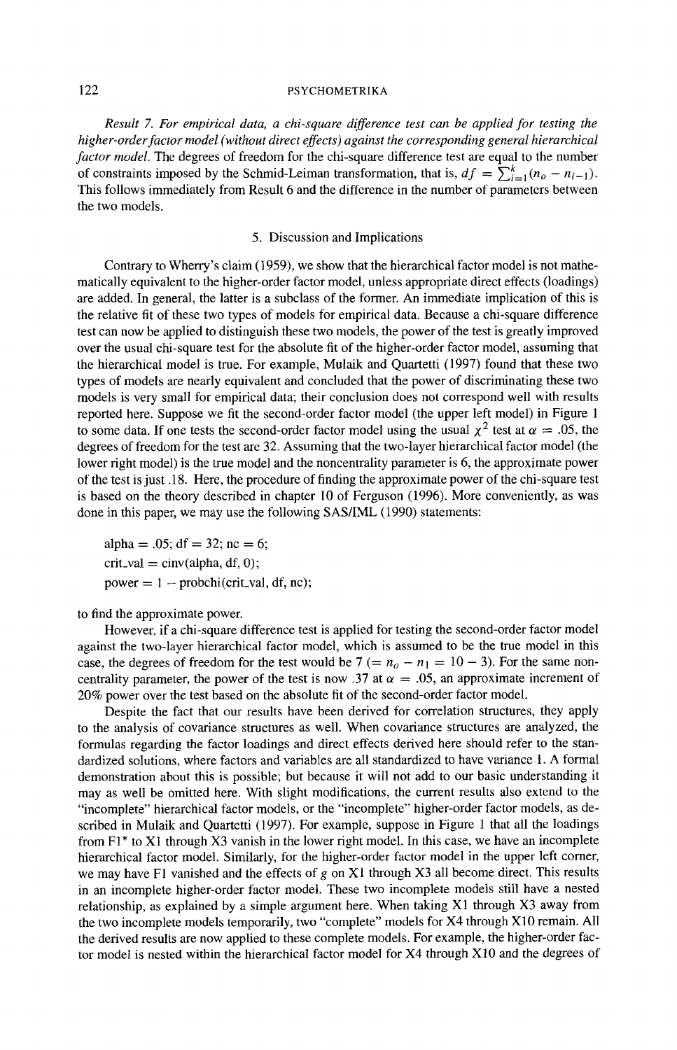*Result 7. For empirical data, a chi-square difference test can be applied for testing the higher-order factor model (without direct effects) against the corresponding general hierarchical factor model.* The degrees of freedom for the chi-square difference test are equal to the number of constraints imposed by the Schmid-Leiman transformation, that is, $df = \sum_{i=1}^{k}(n_o - n_{i-1})$. This follows immediately from Result 6 and the difference in the number of parameters between the two models.

## 5. Discussion and Implications

Contrary to Wherry's claim (1959), we show that the hierarchical factor model is not mathematically equivalent to the higher-order factor model, unless appropriate direct effects (loadings) are added. In general, the latter is a subclass of the former. An immediate implication of this is the relative fit of these two types of models for empirical data. Because a chi-square difference test can now be applied to distinguish these two models, the power of the test is greatly improved over the usual chi-square test for the absolute fit of the higher-order factor model, assuming that the hierarchical model is true. For example, Mulaik and Quartetti (1997) found that these two types of models are nearly equivalent and concluded that the power of discriminating these two models is very small for empirical data; their conclusion does not correspond well with results reported here. Suppose we fit the second-order factor model (the upper left model) in Figure 1 to some data. If one tests the second-order factor model using the usual $\chi^2$ test at $\alpha = .05$, the degrees of freedom for the test are 32. Assuming that the two-layer hierarchical factor model (the lower right model) is the true model and the noncentrality parameter is 6, the approximate power of the test is just .18. Here, the procedure of finding the approximate power of the chi-square test is based on the theory described in chapter 10 of Ferguson (1996). More conveniently, as was done in this paper, we may use the following SAS/IML (1990) statements:

```
alpha = .05; df = 32; nc = 6;
crit_val = cinv(alpha, df, 0);
power = 1 − probchi(crit_val, df, nc);
```

to find the approximate power.

However, if a chi-square difference test is applied for testing the second-order factor model against the two-layer hierarchical factor model, which is assumed to be the true model in this case, the degrees of freedom for the test would be 7 ($= n_o - n_1 = 10 - 3$). For the same noncentrality parameter, the power of the test is now .37 at $\alpha = .05$, an approximate increment of 20% power over the test based on the absolute fit of the second-order factor model.

Despite the fact that our results have been derived for correlation structures, they apply to the analysis of covariance structures as well. When covariance structures are analyzed, the formulas regarding the factor loadings and direct effects derived here should refer to the standardized solutions, where factors and variables are all standardized to have variance 1. A formal demonstration about this is possible; but because it will not add to our basic understanding it may as well be omitted here. With slight modifications, the current results also extend to the "incomplete" hierarchical factor models, or the "incomplete" higher-order factor models, as described in Mulaik and Quartetti (1997). For example, suppose in Figure 1 that all the loadings from F1* to X1 through X3 vanish in the lower right model. In this case, we have an incomplete hierarchical factor model. Similarly, for the higher-order factor model in the upper left corner, we may have F1 vanished and the effects of *g* on X1 through X3 all become direct. This results in an incomplete higher-order factor model. These two incomplete models still have a nested relationship, as explained by a simple argument here. When taking X1 through X3 away from the two incomplete models temporarily, two "complete" models for X4 through X10 remain. All the derived results are now applied to these complete models. For example, the higher-order factor model is nested within the hierarchical factor model for X4 through X10 and the degrees of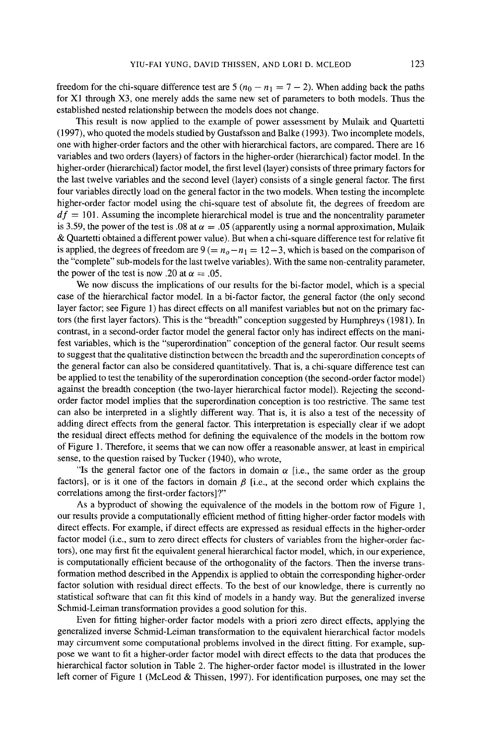freedom for the chi-square difference test are 5 ($n_0 - n_1 = 7 - 2$). When adding back the paths for X1 through X3, one merely adds the same new set of parameters to both models. Thus the established nested relationship between the models does not change.

This result is now applied to the example of power assessment by Mulaik and Quartetti (1997), who quoted the models studied by Gustafsson and Balke (1993). Two incomplete models, one with higher-order factors and the other with hierarchical factors, are compared. There are 16 variables and two orders (layers) of factors in the higher-order (hierarchical) factor model. In the higher-order (hierarchical) factor model, the first level (layer) consists of three primary factors for the last twelve variables and the second level (layer) consists of a single general factor. The first four variables directly load on the general factor in the two models. When testing the incomplete higher-order factor model using the chi-square test of absolute fit, the degrees of freedom are $df = 101$. Assuming the incomplete hierarchical model is true and the noncentrality parameter is 3.59, the power of the test is .08 at $\alpha = .05$ (apparently using a normal approximation, Mulaik & Quartetti obtained a different power value). But when a chi-square difference test for relative fit is applied, the degrees of freedom are 9 ($= n_o - n_1 = 12 - 3$, which is based on the comparison of the "complete" sub-models for the last twelve variables). With the same non-centrality parameter, the power of the test is now .20 at $\alpha = .05$.

We now discuss the implications of our results for the bi-factor model, which is a special case of the hierarchical factor model. In a bi-factor factor, the general factor (the only second layer factor; see Figure 1) has direct effects on all manifest variables but not on the primary factors (the first layer factors). This is the "breadth" conception suggested by Humphreys (1981). In contrast, in a second-order factor model the general factor only has indirect effects on the manifest variables, which is the "superordination" conception of the general factor. Our result seems to suggest that the qualitative distinction between the breadth and the superordination concepts of the general factor can also be considered quantitatively. That is, a chi-square difference test can be applied to test the tenability of the superordination conception (the second-order factor model) against the breadth conception (the two-layer hierarchical factor model). Rejecting the second-order factor model implies that the superordination conception is too restrictive. The same test can also be interpreted in a slightly different way. That is, it is also a test of the necessity of adding direct effects from the general factor. This interpretation is especially clear if we adopt the residual direct effects method for defining the equivalence of the models in the bottom row of Figure 1. Therefore, it seems that we can now offer a reasonable answer, at least in empirical sense, to the question raised by Tucker (1940), who wrote,

"Is the general factor one of the factors in domain $\alpha$ [i.e., the same order as the group factors], or is it one of the factors in domain $\beta$ [i.e., at the second order which explains the correlations among the first-order factors]?"

As a byproduct of showing the equivalence of the models in the bottom row of Figure 1, our results provide a computationally efficient method of fitting higher-order factor models with direct effects. For example, if direct effects are expressed as residual effects in the higher-order factor model (i.e., sum to zero direct effects for clusters of variables from the higher-order factors), one may first fit the equivalent general hierarchical factor model, which, in our experience, is computationally efficient because of the orthogonality of the factors. Then the inverse transformation method described in the Appendix is applied to obtain the corresponding higher-order factor solution with residual direct effects. To the best of our knowledge, there is currently no statistical software that can fit this kind of models in a handy way. But the generalized inverse Schmid-Leiman transformation provides a good solution for this.

Even for fitting higher-order factor models with a priori zero direct effects, applying the generalized inverse Schmid-Leiman transformation to the equivalent hierarchical factor models may circumvent some computational problems involved in the direct fitting. For example, suppose we want to fit a higher-order factor model with direct effects to the data that produces the hierarchical factor solution in Table 2. The higher-order factor model is illustrated in the lower left corner of Figure 1 (McLeod & Thissen, 1997). For identification purposes, one may set the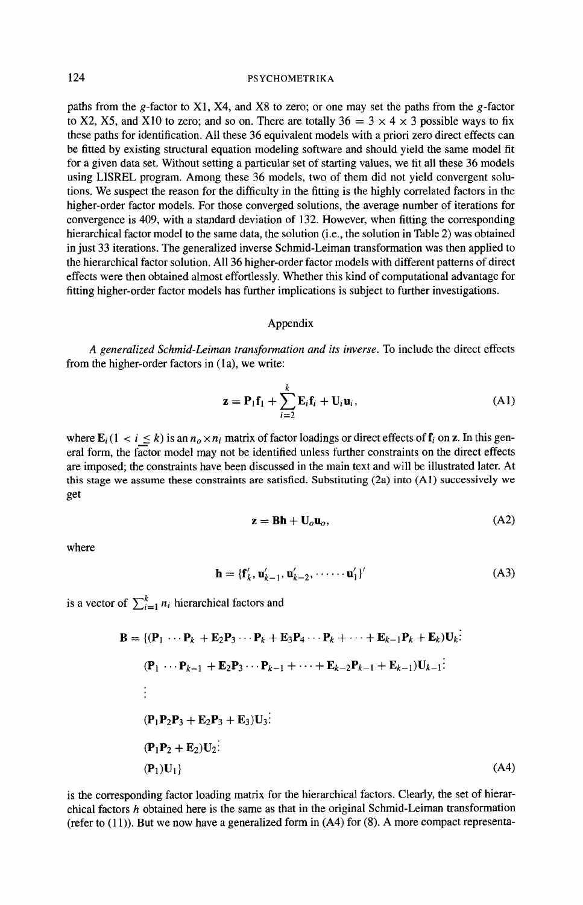paths from the $g$-factor to X1, X4, and X8 to zero; or one may set the paths from the $g$-factor to X2, X5, and X10 to zero; and so on. There are totally $36 = 3 \times 4 \times 3$ possible ways to fix these paths for identification. All these 36 equivalent models with a priori zero direct effects can be fitted by existing structural equation modeling software and should yield the same model fit for a given data set. Without setting a particular set of starting values, we fit all these 36 models using LISREL program. Among these 36 models, two of them did not yield convergent solutions. We suspect the reason for the difficulty in the fitting is the highly correlated factors in the higher-order factor models. For those converged solutions, the average number of iterations for convergence is 409, with a standard deviation of 132. However, when fitting the corresponding hierarchical factor model to the same data, the solution (i.e., the solution in Table 2) was obtained in just 33 iterations. The generalized inverse Schmid-Leiman transformation was then applied to the hierarchical factor solution. All 36 higher-order factor models with different patterns of direct effects were then obtained almost effortlessly. Whether this kind of computational advantage for fitting higher-order factor models has further implications is subject to further investigations.

## Appendix

*A generalized Schmid-Leiman transformation and its inverse.* To include the direct effects from the higher-order factors in (1a), we write:

$$\mathbf{z} = \mathbf{P}_1\mathbf{f}_1 + \sum_{i=2}^{k} \mathbf{E}_i\mathbf{f}_i + \mathbf{U}_i\mathbf{u}_i, \tag{A1}$$

where $\mathbf{E}_i (1 < i \leq k)$ is an $n_o \times n_i$ matrix of factor loadings or direct effects of $\mathbf{f}_i$ on $\mathbf{z}$. In this general form, the factor model may not be identified unless further constraints on the direct effects are imposed; the constraints have been discussed in the main text and will be illustrated later. At this stage we assume these constraints are satisfied. Substituting (2a) into (A1) successively we get

$$\mathbf{z} = \mathbf{B}\mathbf{h} + \mathbf{U}_o\mathbf{u}_o, \tag{A2}$$

where

$$\mathbf{h} = \{\mathbf{f}_k', \mathbf{u}_{k-1}', \mathbf{u}_{k-2}', \cdots\cdots \mathbf{u}_1'\}' \tag{A3}$$

is a vector of $\sum_{i=1}^{k} n_i$ hierarchical factors and

$$\begin{aligned}
\mathbf{B} = \{&(\mathbf{P}_1 \cdots \mathbf{P}_k + \mathbf{E}_2\mathbf{P}_3 \cdots \mathbf{P}_k + \mathbf{E}_3\mathbf{P}_4 \cdots \mathbf{P}_k + \cdots + \mathbf{E}_{k-1}\mathbf{P}_k + \mathbf{E}_k)\mathbf{U}_k \vdots \\
&(\mathbf{P}_1 \cdots \mathbf{P}_{k-1} + \mathbf{E}_2\mathbf{P}_3 \cdots \mathbf{P}_{k-1} + \cdots + \mathbf{E}_{k-2}\mathbf{P}_{k-1} + \mathbf{E}_{k-1})\mathbf{U}_{k-1} \vdots \\
&\vdots \\
&(\mathbf{P}_1\mathbf{P}_2\mathbf{P}_3 + \mathbf{E}_2\mathbf{P}_3 + \mathbf{E}_3)\mathbf{U}_3 \vdots \\
&(\mathbf{P}_1\mathbf{P}_2 + \mathbf{E}_2)\mathbf{U}_2 \vdots \\
&(\mathbf{P}_1)\mathbf{U}_1\}
\end{aligned} \tag{A4}$$

is the corresponding factor loading matrix for the hierarchical factors. Clearly, the set of hierarchical factors $h$ obtained here is the same as that in the original Schmid-Leiman transformation (refer to (11)). But we now have a generalized form in (A4) for (8). A more compact representa-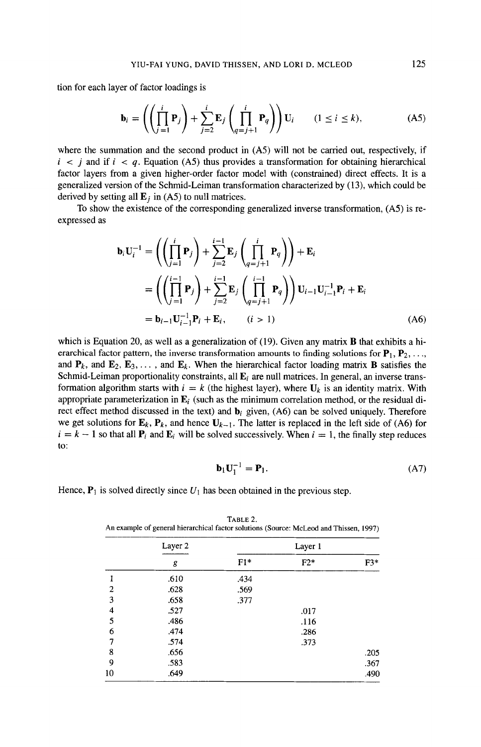tion for each layer of factor loadings is

$$\mathbf{b}_i = \left( \left( \prod_{j=1}^{i} \mathbf{P}_j \right) + \sum_{j=2}^{i} \mathbf{E}_j \left( \prod_{q=j+1}^{i} \mathbf{P}_q \right) \right) \mathbf{U}_i \qquad (1 \leq i \leq k), \tag{A5}$$

where the summation and the second product in (A5) will not be carried out, respectively, if $i < j$ and if $i < q$. Equation (A5) thus provides a transformation for obtaining hierarchical factor layers from a given higher-order factor model with (constrained) direct effects. It is a generalized version of the Schmid-Leiman transformation characterized by (13), which could be derived by setting all $\mathbf{E}_j$ in (A5) to null matrices.

To show the existence of the corresponding generalized inverse transformation, (A5) is re-expressed as

$$\begin{aligned}
\mathbf{b}_i \mathbf{U}_i^{-1} &= \left( \left( \prod_{j=1}^{i} \mathbf{P}_j \right) + \sum_{j=2}^{i-1} \mathbf{E}_j \left( \prod_{q=j+1}^{i} \mathbf{P}_q \right) \right) + \mathbf{E}_i \\
&= \left( \left( \prod_{j=1}^{i-1} \mathbf{P}_j \right) + \sum_{j=2}^{i-1} \mathbf{E}_j \left( \prod_{q=j+1}^{i-1} \mathbf{P}_q \right) \right) \mathbf{U}_{i-1} \mathbf{U}_{i-1}^{-1} \mathbf{P}_i + \mathbf{E}_i \\
&= \mathbf{b}_{i-1} \mathbf{U}_{i-1}^{-1} \mathbf{P}_i + \mathbf{E}_i, \qquad (i > 1)
\end{aligned} \tag{A6}$$

which is Equation 20, as well as a generalization of (19). Given any matrix $\mathbf{B}$ that exhibits a hierarchical factor pattern, the inverse transformation amounts to finding solutions for $\mathbf{P}_1, \mathbf{P}_2, \ldots,$ and $\mathbf{P}_k$, and $\mathbf{E}_2, \mathbf{E}_3, \ldots,$ and $\mathbf{E}_k$. When the hierarchical factor loading matrix $\mathbf{B}$ satisfies the Schmid-Leiman proportionality constraints, all $\mathbf{E}_i$ are null matrices. In general, an inverse transformation algorithm starts with $i = k$ (the highest layer), where $\mathbf{U}_k$ is an identity matrix. With appropriate parameterization in $\mathbf{E}_i$ (such as the minimum correlation method, or the residual direct effect method discussed in the text) and $\mathbf{b}_i$ given, (A6) can be solved uniquely. Therefore we get solutions for $\mathbf{E}_k$, $\mathbf{P}_k$, and hence $\mathbf{U}_{k-1}$. The latter is replaced in the left side of (A6) for $i = k - 1$ so that all $\mathbf{P}_i$ and $\mathbf{E}_i$ will be solved successively. When $i = 1$, the finally step reduces to:

$$\mathbf{b}_1 \mathbf{U}_1^{-1} = \mathbf{P}_1. \tag{A7}$$

Hence, $\mathbf{P}_1$ is solved directly since $U_1$ has been obtained in the previous step.

TABLE 2.
An example of general hierarchical factor solutions (Source: McLeod and Thissen, 1997)

| | Layer 2 | Layer 1 | | |
|---|---|---|---|---|
| | *g* | F1* | F2* | F3* |
| 1 | .610 | .434 | | |
| 2 | .628 | .569 | | |
| 3 | .658 | .377 | | |
| 4 | .527 | | .017 | |
| 5 | .486 | | .116 | |
| 6 | .474 | | .286 | |
| 7 | .574 | | .373 | |
| 8 | .656 | | | .205 |
| 9 | .583 | | | .367 |
| 10 | .649 | | | .490 |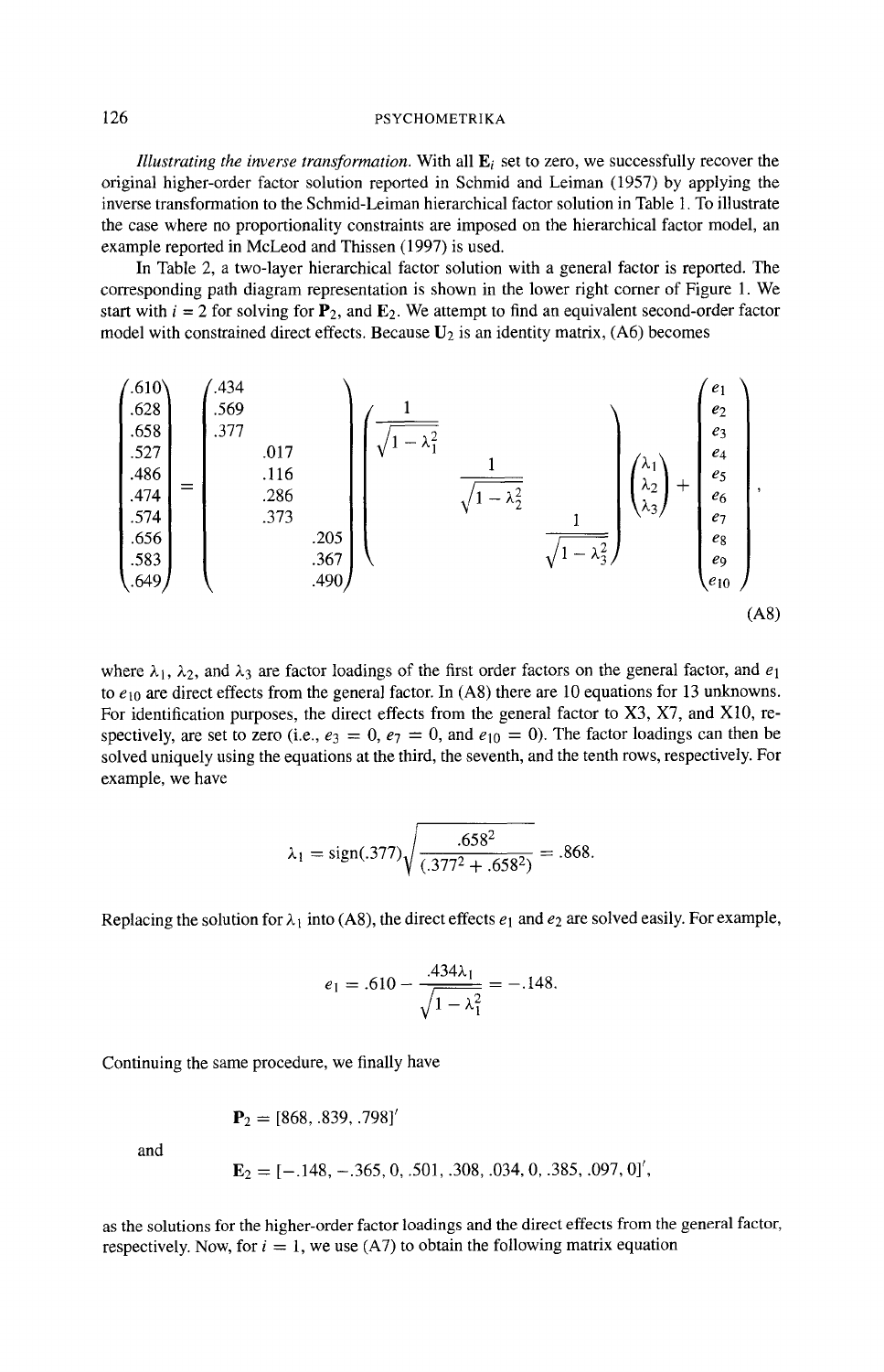*Illustrating the inverse transformation.* With all $\mathbf{E}_i$ set to zero, we successfully recover the original higher-order factor solution reported in Schmid and Leiman (1957) by applying the inverse transformation to the Schmid-Leiman hierarchical factor solution in Table 1. To illustrate the case where no proportionality constraints are imposed on the hierarchical factor model, an example reported in McLeod and Thissen (1997) is used.

In Table 2, a two-layer hierarchical factor solution with a general factor is reported. The corresponding path diagram representation is shown in the lower right corner of Figure 1. We start with $i = 2$ for solving for $\mathbf{P}_2$, and $\mathbf{E}_2$. We attempt to find an equivalent second-order factor model with constrained direct effects. Because $\mathbf{U}_2$ is an identity matrix, (A6) becomes

$$\begin{pmatrix} .610 \\ .628 \\ .658 \\ .527 \\ .486 \\ .474 \\ .574 \\ .656 \\ .583 \\ .649 \end{pmatrix} = \begin{pmatrix} .434 & & \\ .569 & & \\ .377 & & \\ & .017 & \\ & .116 & \\ & .286 & \\ & .373 & \\ & & .205 \\ & & .367 \\ & & .490 \end{pmatrix} \begin{pmatrix} \frac{1}{\sqrt{1-\lambda_1^2}} & & \\ & \frac{1}{\sqrt{1-\lambda_2^2}} & \\ & & \frac{1}{\sqrt{1-\lambda_3^2}} \end{pmatrix} \begin{pmatrix} \lambda_1 \\ \lambda_2 \\ \lambda_3 \end{pmatrix} + \begin{pmatrix} e_1 \\ e_2 \\ e_3 \\ e_4 \\ e_5 \\ e_6 \\ e_7 \\ e_8 \\ e_9 \\ e_{10} \end{pmatrix}, \tag{A8}$$

where $\lambda_1$, $\lambda_2$, and $\lambda_3$ are factor loadings of the first order factors on the general factor, and $e_1$ to $e_{10}$ are direct effects from the general factor. In (A8) there are 10 equations for 13 unknowns. For identification purposes, the direct effects from the general factor to X3, X7, and X10, respectively, are set to zero (i.e., $e_3 = 0$, $e_7 = 0$, and $e_{10} = 0$). The factor loadings can then be solved uniquely using the equations at the third, the seventh, and the tenth rows, respectively. For example, we have

$$\lambda_1 = \text{sign}(.377)\sqrt{\frac{.658^2}{(.377^2 + .658^2)}} = .868.$$

Replacing the solution for $\lambda_1$ into (A8), the direct effects $e_1$ and $e_2$ are solved easily. For example,

$$e_1 = .610 - \frac{.434\lambda_1}{\sqrt{1-\lambda_1^2}} = -.148.$$

Continuing the same procedure, we finally have

$$\mathbf{P}_2 = [868, .839, .798]'$$

and

$$\mathbf{E}_2 = [-.148, -.365, 0, .501, .308, .034, 0, .385, .097, 0]',$$

as the solutions for the higher-order factor loadings and the direct effects from the general factor, respectively. Now, for $i = 1$, we use (A7) to obtain the following matrix equation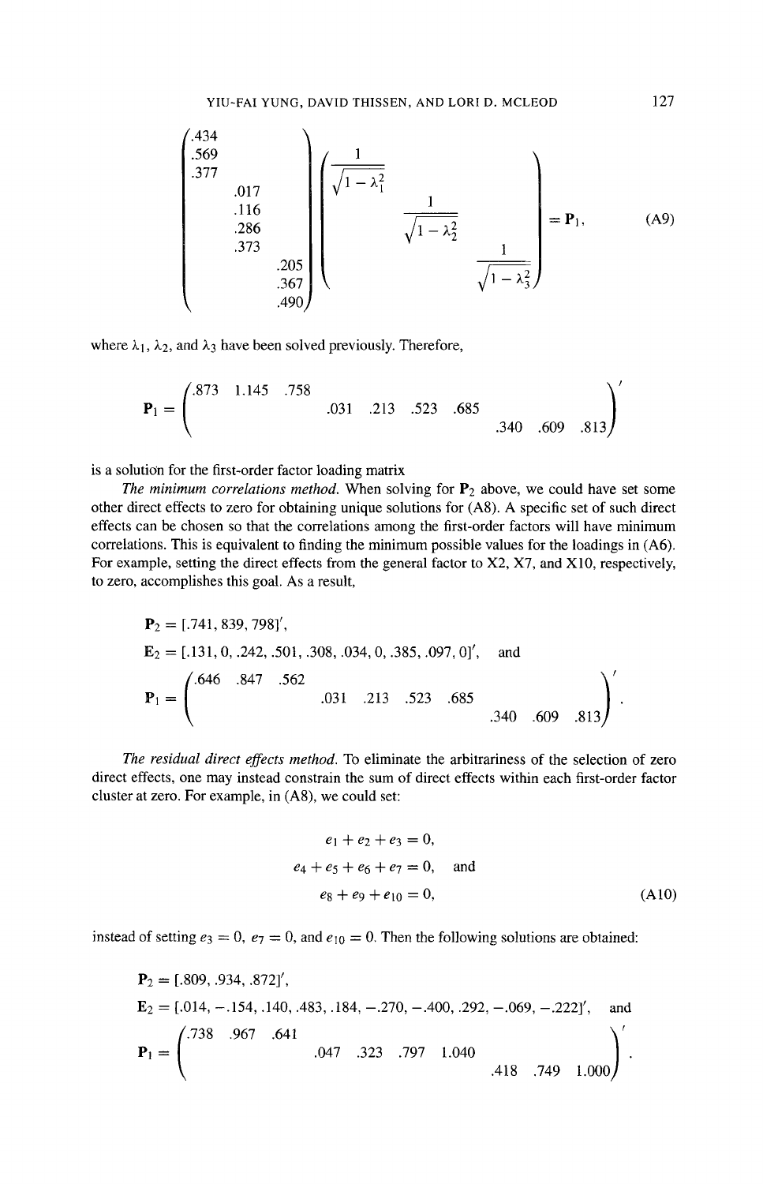$$
\begin{pmatrix}
.434 & & \\
.569 & & \\
.377 & & \\
 & .017 & \\
 & .116 & \\
 & .286 & \\
 & .373 & \\
 & & .205 \\
 & & .367 \\
 & & .490
\end{pmatrix}
\begin{pmatrix}
\frac{1}{\sqrt{1-\lambda_1^2}} & & \\
 & \frac{1}{\sqrt{1-\lambda_2^2}} & \\
 & & \frac{1}{\sqrt{1-\lambda_3^2}}
\end{pmatrix}
= \mathbf{P}_1, \tag{A9}
$$

where $\lambda_1$, $\lambda_2$, and $\lambda_3$ have been solved previously. Therefore,

$$
\mathbf{P}_1 = \begin{pmatrix}
.873 & 1.145 & .758 & & & & & & & \\
 & & & .031 & .213 & .523 & .685 & & & \\
 & & & & & & & .340 & .609 & .813
\end{pmatrix}'
$$

is a solution for the first-order factor loading matrix

*The minimum correlations method.* When solving for $\mathbf{P}_2$ above, we could have set some other direct effects to zero for obtaining unique solutions for (A8). A specific set of such direct effects can be chosen so that the correlations among the first-order factors will have minimum correlations. This is equivalent to finding the minimum possible values for the loadings in (A6). For example, setting the direct effects from the general factor to X2, X7, and X10, respectively, to zero, accomplishes this goal. As a result,

$$
\mathbf{P}_2 = [.741, 839, 798]',
$$

$$
\mathbf{E}_2 = [.131, 0, .242, .501, .308, .034, 0, .385, .097, 0]', \quad \text{and}
$$

$$
\mathbf{P}_1 = \begin{pmatrix}
.646 & .847 & .562 & & & & & & & \\
 & & & .031 & .213 & .523 & .685 & & & \\
 & & & & & & & .340 & .609 & .813
\end{pmatrix}'.
$$

*The residual direct effects method.* To eliminate the arbitrariness of the selection of zero direct effects, one may instead constrain the sum of direct effects within each first-order factor cluster at zero. For example, in (A8), we could set:

$$
\begin{aligned}
e_1 + e_2 + e_3 &= 0, \\
e_4 + e_5 + e_6 + e_7 &= 0, \quad \text{and} \\
e_8 + e_9 + e_{10} &= 0,
\end{aligned} \tag{A10}
$$

instead of setting $e_3 = 0$, $e_7 = 0$, and $e_{10} = 0$. Then the following solutions are obtained:

$$
\mathbf{P}_2 = [.809, .934, .872]',
$$

$$
\mathbf{E}_2 = [.014, -.154, .140, .483, .184, -.270, -.400, .292, -.069, -.222]', \quad \text{and}
$$

$$
\mathbf{P}_1 = \begin{pmatrix}
.738 & .967 & .641 & & & & & & & \\
 & & & .047 & .323 & .797 & 1.040 & & & \\
 & & & & & & & .418 & .749 & 1.000
\end{pmatrix}'.
$$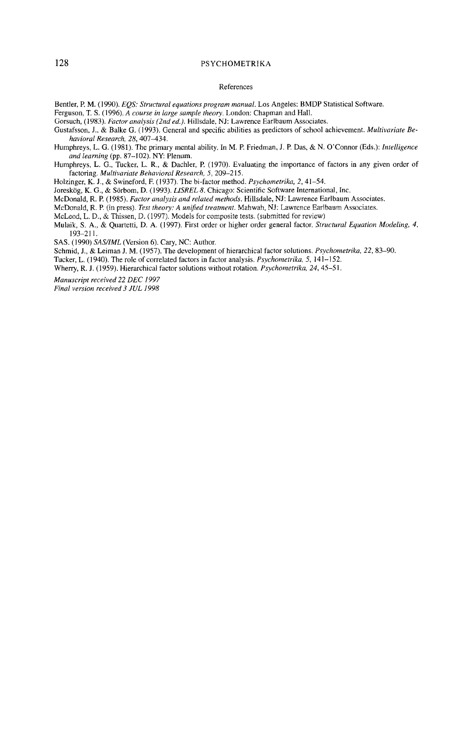## References

Bentler, P. M. (1990). *EQS: Structural equations program manual*. Los Angeles: BMDP Statistical Software.

Ferguson, T. S. (1996). *A course in large sample theory*. London: Chapman and Hall.

Gorsuch, (1983). *Factor analysis (2nd ed.)*. Hillsdale, NJ: Lawrence Earlbaum Associates.

Gustafsson, J., & Balke G. (1993). General and specific abilities as predictors of school achievement. *Multivariate Behavioral Research, 28*, 407–434.

Humphreys, L. G. (1981). The primary mental ability. In M. P. Friedman, J. P. Das, & N. O'Connor (Eds.): *Intelligence and learning* (pp. 87–102). NY: Plenum.

Humphreys, L. G., Tucker, L. R., & Dachler, P. (1970). Evaluating the importance of factors in any given order of factoring. *Multivariate Behavioral Research, 5*, 209–215.

Holzinger, K. J., & Swineford, F. (1937). The bi-factor method. *Psychometrika, 2*, 41–54.

Joreskög, K. G., & Sörbom, D. (1993). *LISREL 8*. Chicago: Scientific Software International, Inc.

McDonald, R. P. (1985). *Factor analysis and related methods*. Hillsdale, NJ: Lawrence Earlbaum Associates.

McDonald, R. P. (in press). *Test theory: A unified treatment*. Mahwah, NJ: Lawrence Earlbaum Associates.

McLeod, L. D., & Thissen, D. (1997). Models for composite tests. (submitted for review)

Mulaik, S. A., & Quartetti, D. A. (1997). First order or higher order general factor. *Structural Equation Modeling, 4*, 193–211.

SAS. (1990) *SAS/IML* (Version 6). Cary, NC: Author.

Schmid, J., & Leiman J. M. (1957). The development of hierarchical factor solutions. *Psychometrika, 22*, 83–90.

Tucker, L. (1940). The role of correlated factors in factor analysis. *Psychometrika, 5*, 141–152.

Wherry, R. J. (1959). Hierarchical factor solutions without rotation. *Psychometrika, 24*, 45–51.

*Manuscript received 22 DEC 1997*
*Final version received 3 JUL 1998*